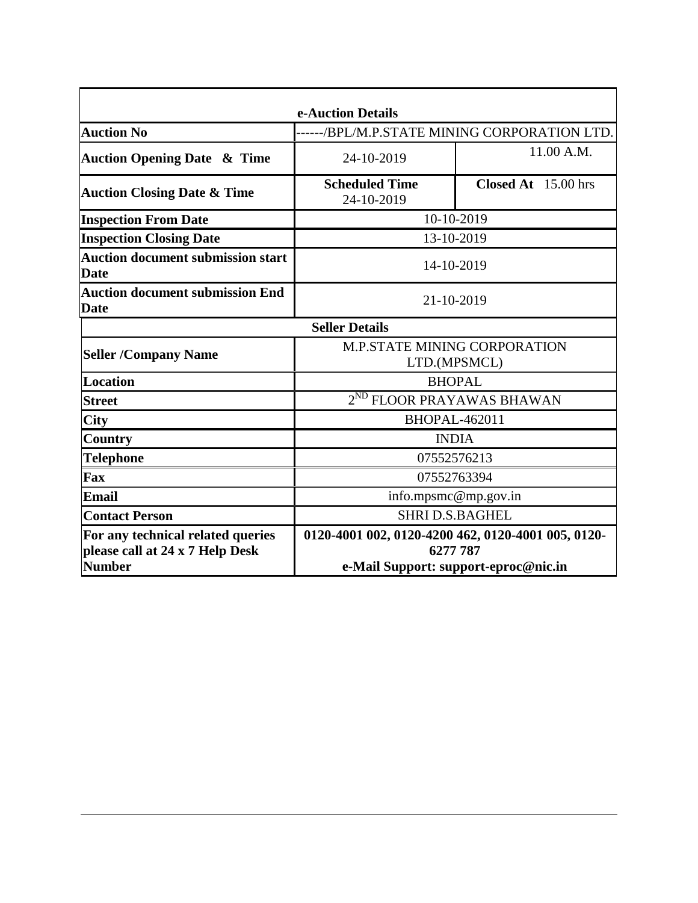| e-Auction Details | | |
|---|---|---|
| **Auction No** | ------/BPL/M.P.STATE MINING CORPORATION LTD. | |
| **Auction Opening Date & Time** | 24-10-2019 | 11.00 A.M. |
| **Auction Closing Date & Time** | **Scheduled Time** 24-10-2019 | **Closed At** 15.00 hrs |
| **Inspection From Date** | 10-10-2019 | |
| **Inspection Closing Date** | 13-10-2019 | |
| **Auction document submission start Date** | 14-10-2019 | |
| **Auction document submission End Date** | 21-10-2019 | |
| **Seller Details** | | |
| **Seller /Company Name** | M.P.STATE MINING CORPORATION LTD.(MPSMCL) | |
| **Location** | BHOPAL | |
| **Street** | 2ND FLOOR PRAYAWAS BHAWAN | |
| **City** | BHOPAL-462011 | |
| **Country** | INDIA | |
| **Telephone** | 07552576213 | |
| **Fax** | 07552763394 | |
| **Email** | info.mpsmc@mp.gov.in | |
| **Contact Person** | SHRI D.S.BAGHEL | |
| **For any technical related queries please call at 24 x 7 Help Desk Number** | **0120-4001 002, 0120-4200 462, 0120-4001 005, 0120-6277 787 e-Mail Support: support-eproc@nic.in** | |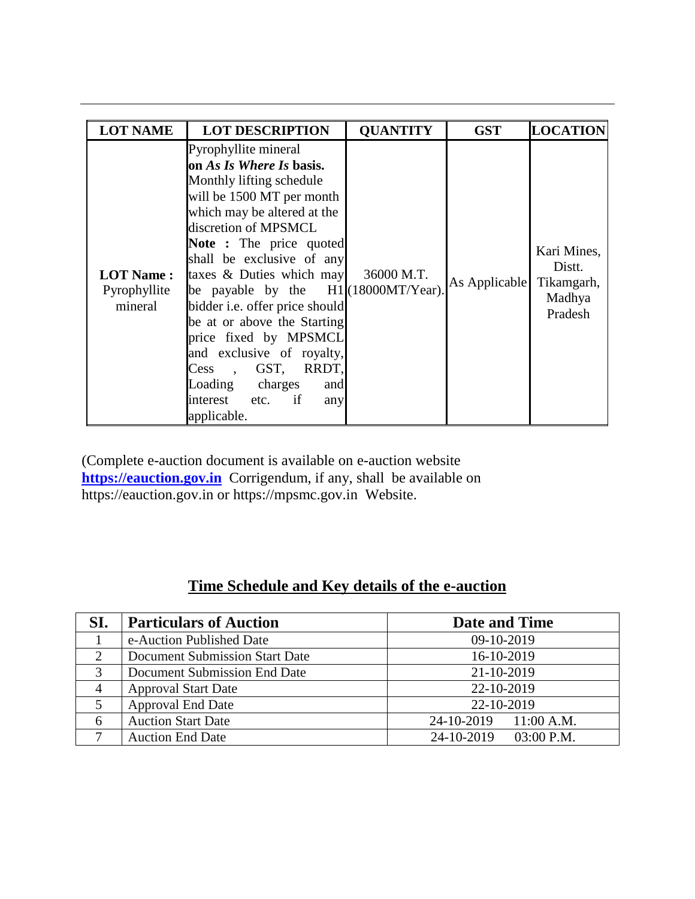| LOT NAME | LOT DESCRIPTION | QUANTITY | GST | LOCATION |
|---|---|---|---|---|
| **LOT Name :** Pyrophyllite mineral | Pyrophyllite mineral **on *As Is Where Is* basis.** Monthly lifting schedule will be 1500 MT per month which may be altered at the discretion of MPSMCL **Note :** The price quoted shall be exclusive of any taxes & Duties which may be payable by the H1 bidder i.e. offer price should be at or above the Starting price fixed by MPSMCL and exclusive of royalty, Cess , GST, RRDT, Loading charges and interest etc. if any applicable. | 36000 M.T. (18000MT/Year). | As Applicable | Kari Mines, Distt. Tikamgarh, Madhya Pradesh |

(Complete e-auction document is available on e-auction website **https://eauction.gov.in** Corrigendum, if any, shall be available on https://eauction.gov.in or https://mpsmc.gov.in Website.

## Time Schedule and Key details of the e-auction

| SI. | Particulars of Auction | Date and Time |
|---|---|---|
| 1 | e-Auction Published Date | 09-10-2019 |
| 2 | Document Submission Start Date | 16-10-2019 |
| 3 | Document Submission End Date | 21-10-2019 |
| 4 | Approval Start Date | 22-10-2019 |
| 5 | Approval End Date | 22-10-2019 |
| 6 | Auction Start Date | 24-10-2019 11:00 A.M. |
| 7 | Auction End Date | 24-10-2019 03:00 P.M. |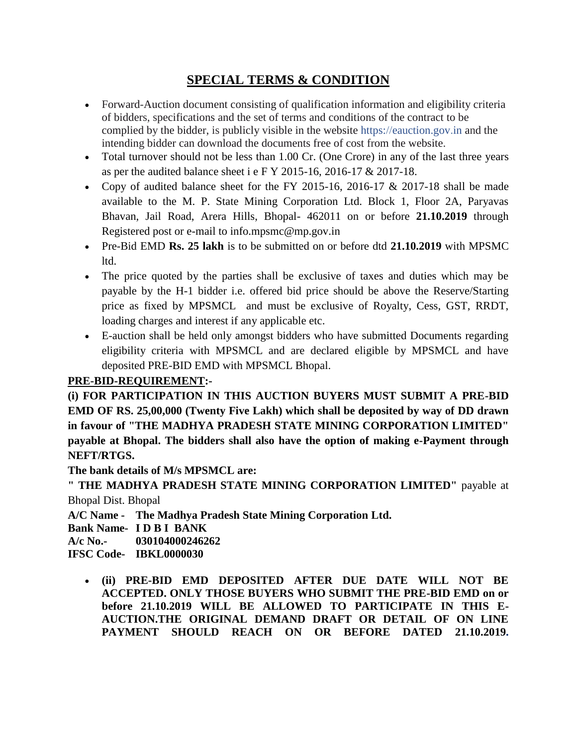# SPECIAL TERMS & CONDITION

- Forward-Auction document consisting of qualification information and eligibility criteria of bidders, specifications and the set of terms and conditions of the contract to be complied by the bidder, is publicly visible in the website https://eauction.gov.in and the intending bidder can download the documents free of cost from the website.
- Total turnover should not be less than 1.00 Cr. (One Crore) in any of the last three years as per the audited balance sheet i e F Y 2015-16, 2016-17 & 2017-18.
- Copy of audited balance sheet for the FY 2015-16, 2016-17 & 2017-18 shall be made available to the M. P. State Mining Corporation Ltd. Block 1, Floor 2A, Paryavas Bhavan, Jail Road, Arera Hills, Bhopal- 462011 on or before **21.10.2019** through Registered post or e-mail to info.mpsmc@mp.gov.in
- Pre-Bid EMD **Rs. 25 lakh** is to be submitted on or before dtd **21.10.2019** with MPSMC ltd.
- The price quoted by the parties shall be exclusive of taxes and duties which may be payable by the H-1 bidder i.e. offered bid price should be above the Reserve/Starting price as fixed by MPSMCL and must be exclusive of Royalty, Cess, GST, RRDT, loading charges and interest if any applicable etc.
- E-auction shall be held only amongst bidders who have submitted Documents regarding eligibility criteria with MPSMCL and are declared eligible by MPSMCL and have deposited PRE-BID EMD with MPSMCL Bhopal.

**PRE-BID-REQUIREMENT:-**

**(i) FOR PARTICIPATION IN THIS AUCTION BUYERS MUST SUBMIT A PRE-BID EMD OF RS. 25,00,000 (Twenty Five Lakh) which shall be deposited by way of DD drawn in favour of "THE MADHYA PRADESH STATE MINING CORPORATION LIMITED" payable at Bhopal. The bidders shall also have the option of making e-Payment through NEFT/RTGS.**

**The bank details of M/s MPSMCL are:**

**" THE MADHYA PRADESH STATE MINING CORPORATION LIMITED"** payable at Bhopal Dist. Bhopal

**A/C Name - The Madhya Pradesh State Mining Corporation Ltd.**
**Bank Name- I D B I BANK**
**A/c No.- 030104000246262**
**IFSC Code- IBKL0000030**

- **(ii) PRE-BID EMD DEPOSITED AFTER DUE DATE WILL NOT BE ACCEPTED. ONLY THOSE BUYERS WHO SUBMIT THE PRE-BID EMD on or before 21.10.2019 WILL BE ALLOWED TO PARTICIPATE IN THIS E-AUCTION.THE ORIGINAL DEMAND DRAFT OR DETAIL OF ON LINE PAYMENT SHOULD REACH ON OR BEFORE DATED 21.10.2019.**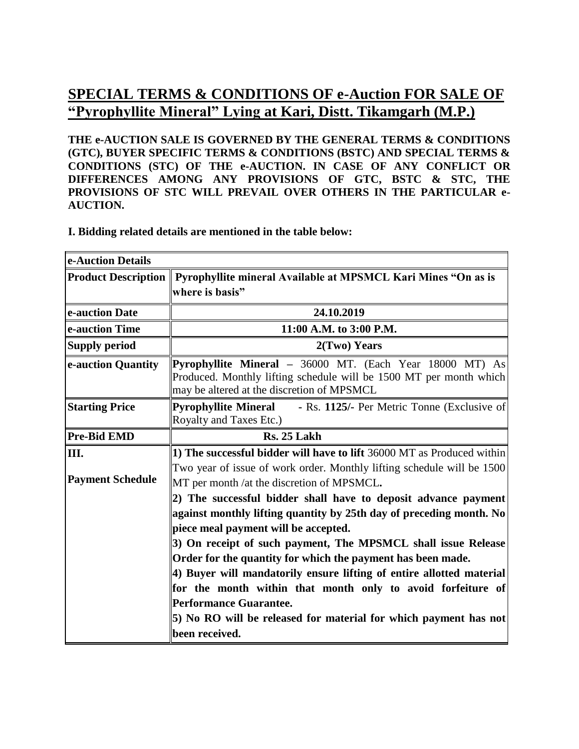# SPECIAL TERMS & CONDITIONS OF e-Auction FOR SALE OF "Pyrophyllite Mineral" Lying at Kari, Distt. Tikamgarh (M.P.)

**THE e-AUCTION SALE IS GOVERNED BY THE GENERAL TERMS & CONDITIONS (GTC), BUYER SPECIFIC TERMS & CONDITIONS (BSTC) AND SPECIAL TERMS & CONDITIONS (STC) OF THE e-AUCTION. IN CASE OF ANY CONFLICT OR DIFFERENCES AMONG ANY PROVISIONS OF GTC, BSTC & STC, THE PROVISIONS OF STC WILL PREVAIL OVER OTHERS IN THE PARTICULAR e-AUCTION.**

**I. Bidding related details are mentioned in the table below:**

| **e-Auction Details** | |
|---|---|
| **Product Description** | **Pyrophyllite mineral Available at MPSMCL Kari Mines "On as is where is basis"** |
| **e-auction Date** | **24.10.2019** |
| **e-auction Time** | **11:00 A.M. to 3:00 P.M.** |
| **Supply period** | **2(Two) Years** |
| **e-auction Quantity** | **Pyrophyllite Mineral** – 36000 MT. (Each Year 18000 MT) As Produced. Monthly lifting schedule will be 1500 MT per month which may be altered at the discretion of MPSMCL |
| **Starting Price** | **Pyrophyllite Mineral** - Rs. **1125/-** Per Metric Tonne (Exclusive of Royalty and Taxes Etc.) |
| **Pre-Bid EMD** | **Rs. 25 Lakh** |
| **III.** **Payment Schedule** | **1) The successful bidder will have to lift** 36000 MT as Produced within Two year of issue of work order. Monthly lifting schedule will be 1500 MT per month /at the discretion of MPSMCL**.** **2) The successful bidder shall have to deposit advance payment against monthly lifting quantity by 25th day of preceding month. No piece meal payment will be accepted.** **3) On receipt of such payment, The MPSMCL shall issue Release Order for the quantity for which the payment has been made.** **4) Buyer will mandatorily ensure lifting of entire allotted material for the month within that month only to avoid forfeiture of Performance Guarantee.** **5) No RO will be released for material for which payment has not been received.** |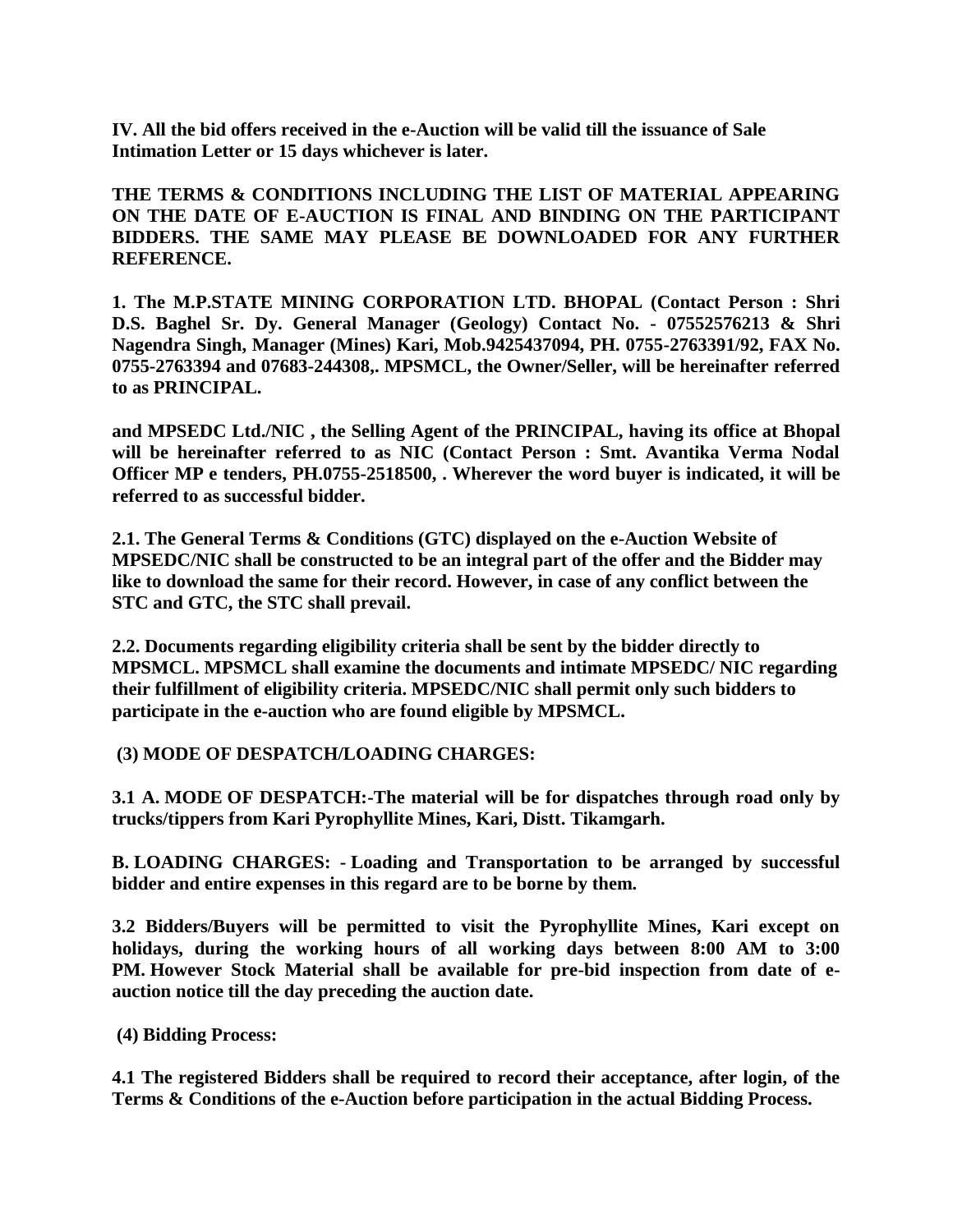**IV. All the bid offers received in the e-Auction will be valid till the issuance of Sale Intimation Letter or 15 days whichever is later.**

**THE TERMS & CONDITIONS INCLUDING THE LIST OF MATERIAL APPEARING ON THE DATE OF E-AUCTION IS FINAL AND BINDING ON THE PARTICIPANT BIDDERS. THE SAME MAY PLEASE BE DOWNLOADED FOR ANY FURTHER REFERENCE.**

**1. The M.P.STATE MINING CORPORATION LTD. BHOPAL (Contact Person : Shri D.S. Baghel Sr. Dy. General Manager (Geology) Contact No. - 07552576213 & Shri Nagendra Singh, Manager (Mines) Kari, Mob.9425437094, PH. 0755-2763391/92, FAX No. 0755-2763394 and 07683-244308,. MPSMCL, the Owner/Seller, will be hereinafter referred to as PRINCIPAL.**

**and MPSEDC Ltd./NIC , the Selling Agent of the PRINCIPAL, having its office at Bhopal will be hereinafter referred to as NIC (Contact Person : Smt. Avantika Verma Nodal Officer MP e tenders, PH.0755-2518500, . Wherever the word buyer is indicated, it will be referred to as successful bidder.**

**2.1. The General Terms & Conditions (GTC) displayed on the e-Auction Website of MPSEDC/NIC shall be constructed to be an integral part of the offer and the Bidder may like to download the same for their record. However, in case of any conflict between the STC and GTC, the STC shall prevail.**

**2.2. Documents regarding eligibility criteria shall be sent by the bidder directly to MPSMCL. MPSMCL shall examine the documents and intimate MPSEDC/ NIC regarding their fulfillment of eligibility criteria. MPSEDC/NIC shall permit only such bidders to participate in the e-auction who are found eligible by MPSMCL.**

**(3) MODE OF DESPATCH/LOADING CHARGES:**

**3.1 A. MODE OF DESPATCH:-The material will be for dispatches through road only by trucks/tippers from Kari Pyrophyllite Mines, Kari, Distt. Tikamgarh.**

**B. LOADING CHARGES: - Loading and Transportation to be arranged by successful bidder and entire expenses in this regard are to be borne by them.**

**3.2 Bidders/Buyers will be permitted to visit the Pyrophyllite Mines, Kari except on holidays, during the working hours of all working days between 8:00 AM to 3:00 PM. However Stock Material shall be available for pre-bid inspection from date of e-auction notice till the day preceding the auction date.**

**(4) Bidding Process:**

**4.1 The registered Bidders shall be required to record their acceptance, after login, of the Terms & Conditions of the e-Auction before participation in the actual Bidding Process.**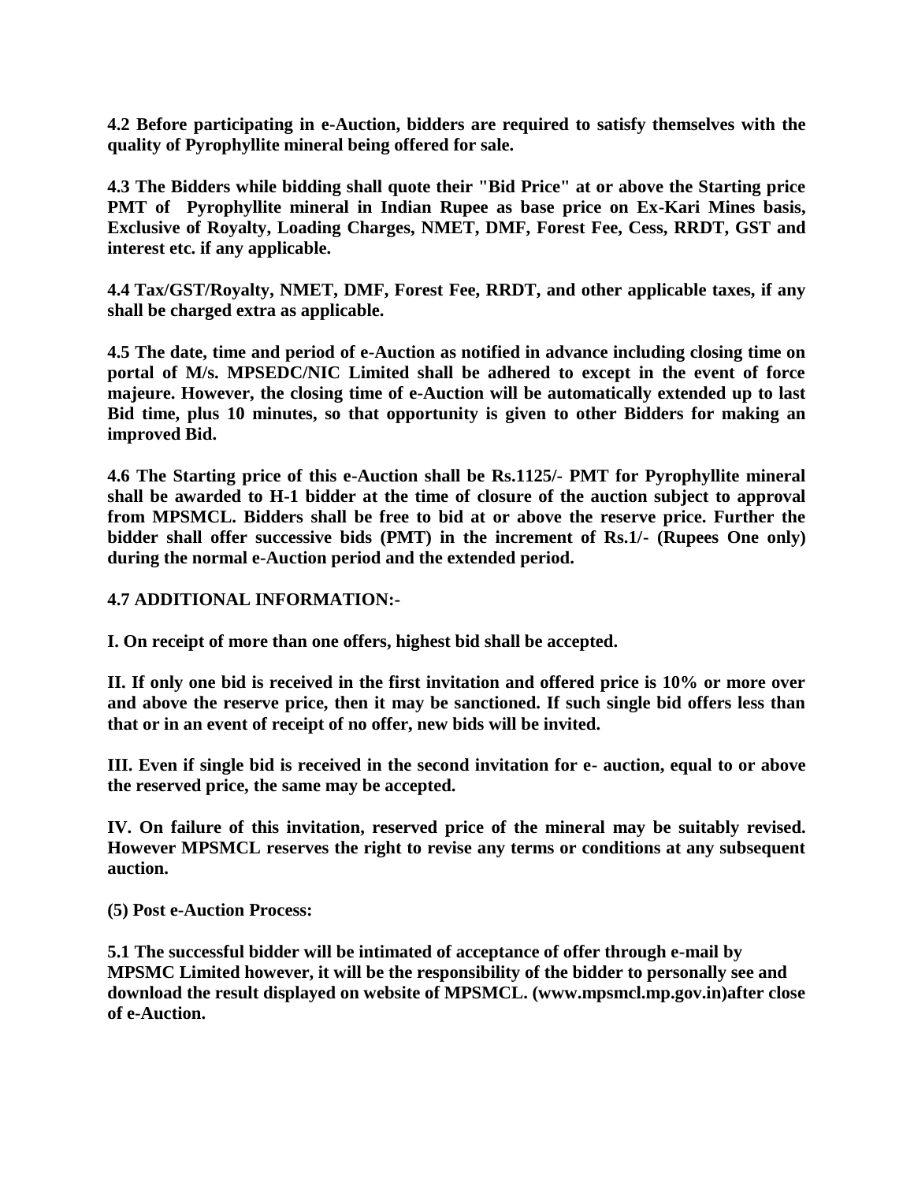**4.2 Before participating in e-Auction, bidders are required to satisfy themselves with the quality of Pyrophyllite mineral being offered for sale.**

**4.3 The Bidders while bidding shall quote their "Bid Price" at or above the Starting price PMT of Pyrophyllite mineral in Indian Rupee as base price on Ex-Kari Mines basis, Exclusive of Royalty, Loading Charges, NMET, DMF, Forest Fee, Cess, RRDT, GST and interest etc. if any applicable.**

**4.4 Tax/GST/Royalty, NMET, DMF, Forest Fee, RRDT, and other applicable taxes, if any shall be charged extra as applicable.**

**4.5 The date, time and period of e-Auction as notified in advance including closing time on portal of M/s. MPSEDC/NIC Limited shall be adhered to except in the event of force majeure. However, the closing time of e-Auction will be automatically extended up to last Bid time, plus 10 minutes, so that opportunity is given to other Bidders for making an improved Bid.**

**4.6 The Starting price of this e-Auction shall be Rs.1125/- PMT for Pyrophyllite mineral shall be awarded to H-1 bidder at the time of closure of the auction subject to approval from MPSMCL. Bidders shall be free to bid at or above the reserve price. Further the bidder shall offer successive bids (PMT) in the increment of Rs.1/- (Rupees One only) during the normal e-Auction period and the extended period.**

**4.7 ADDITIONAL INFORMATION:-**

**I. On receipt of more than one offers, highest bid shall be accepted.**

**II. If only one bid is received in the first invitation and offered price is 10% or more over and above the reserve price, then it may be sanctioned. If such single bid offers less than that or in an event of receipt of no offer, new bids will be invited.**

**III. Even if single bid is received in the second invitation for e- auction, equal to or above the reserved price, the same may be accepted.**

**IV. On failure of this invitation, reserved price of the mineral may be suitably revised. However MPSMCL reserves the right to revise any terms or conditions at any subsequent auction.**

**(5) Post e-Auction Process:**

**5.1 The successful bidder will be intimated of acceptance of offer through e-mail by MPSMC Limited however, it will be the responsibility of the bidder to personally see and download the result displayed on website of MPSMCL. (www.mpsmcl.mp.gov.in)after close of e-Auction.**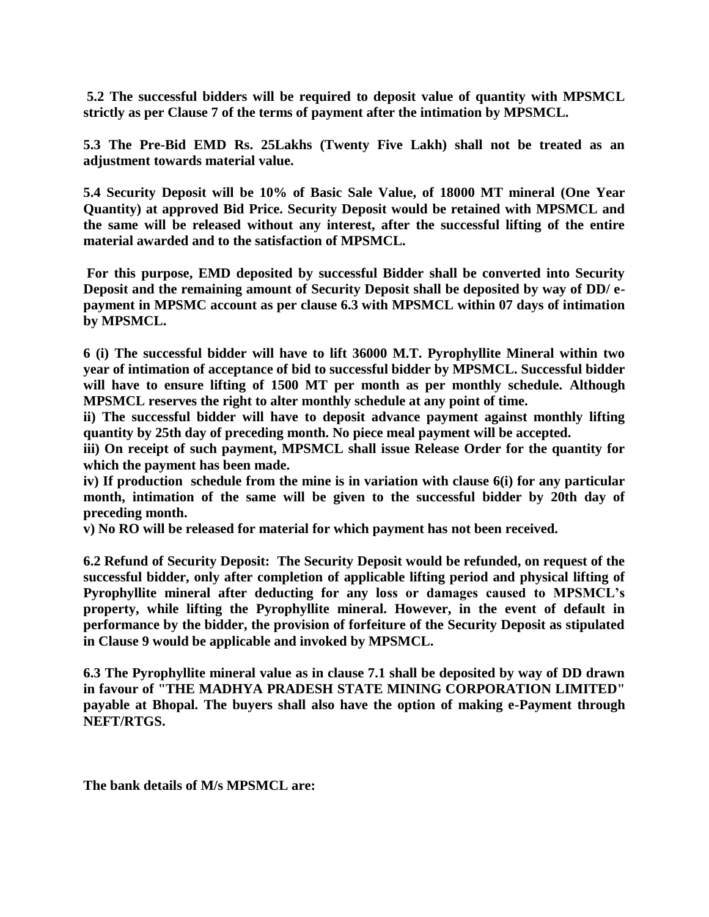**5.2 The successful bidders will be required to deposit value of quantity with MPSMCL strictly as per Clause 7 of the terms of payment after the intimation by MPSMCL.**

**5.3 The Pre-Bid EMD Rs. 25Lakhs (Twenty Five Lakh) shall not be treated as an adjustment towards material value.**

**5.4 Security Deposit will be 10% of Basic Sale Value, of 18000 MT mineral (One Year Quantity) at approved Bid Price. Security Deposit would be retained with MPSMCL and the same will be released without any interest, after the successful lifting of the entire material awarded and to the satisfaction of MPSMCL.**

**For this purpose, EMD deposited by successful Bidder shall be converted into Security Deposit and the remaining amount of Security Deposit shall be deposited by way of DD/ e-payment in MPSMC account as per clause 6.3 with MPSMCL within 07 days of intimation by MPSMCL.**

**6 (i) The successful bidder will have to lift 36000 M.T. Pyrophyllite Mineral within two year of intimation of acceptance of bid to successful bidder by MPSMCL. Successful bidder will have to ensure lifting of 1500 MT per month as per monthly schedule. Although MPSMCL reserves the right to alter monthly schedule at any point of time.**

**ii) The successful bidder will have to deposit advance payment against monthly lifting quantity by 25th day of preceding month. No piece meal payment will be accepted.**

**iii) On receipt of such payment, MPSMCL shall issue Release Order for the quantity for which the payment has been made.**

**iv) If production schedule from the mine is in variation with clause 6(i) for any particular month, intimation of the same will be given to the successful bidder by 20th day of preceding month.**

**v) No RO will be released for material for which payment has not been received.**

**6.2 Refund of Security Deposit: The Security Deposit would be refunded, on request of the successful bidder, only after completion of applicable lifting period and physical lifting of Pyrophyllite mineral after deducting for any loss or damages caused to MPSMCL's property, while lifting the Pyrophyllite mineral. However, in the event of default in performance by the bidder, the provision of forfeiture of the Security Deposit as stipulated in Clause 9 would be applicable and invoked by MPSMCL.**

**6.3 The Pyrophyllite mineral value as in clause 7.1 shall be deposited by way of DD drawn in favour of "THE MADHYA PRADESH STATE MINING CORPORATION LIMITED" payable at Bhopal. The buyers shall also have the option of making e-Payment through NEFT/RTGS.**

**The bank details of M/s MPSMCL are:**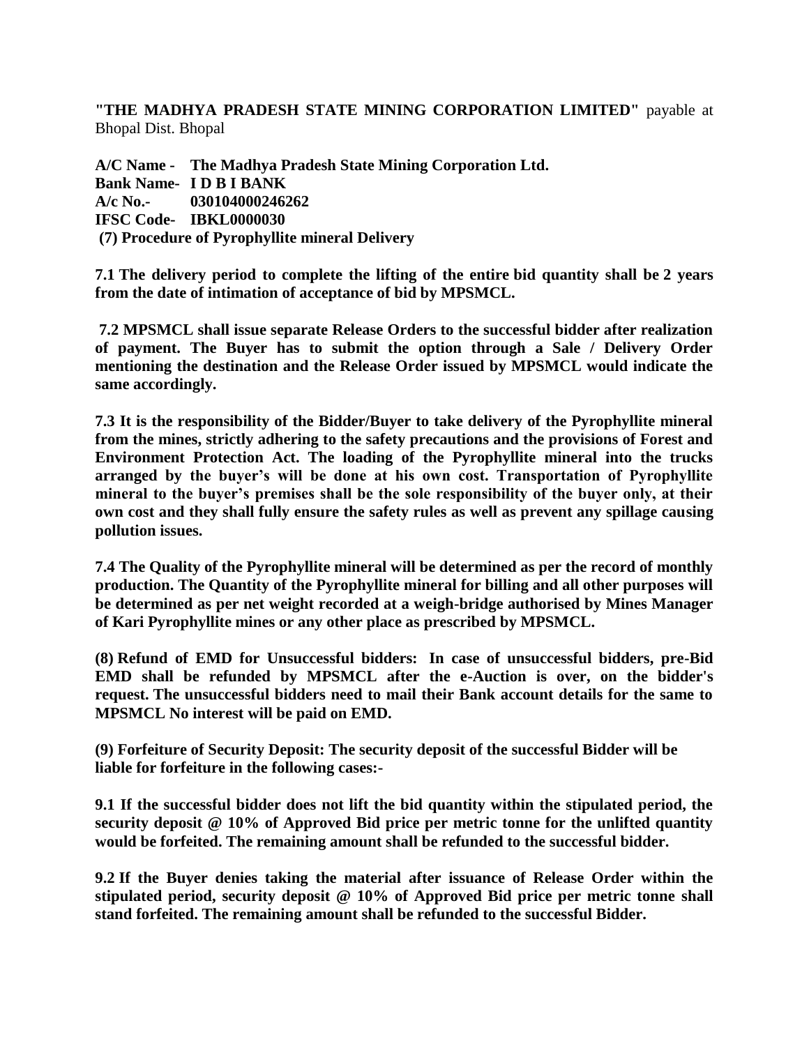**"THE MADHYA PRADESH STATE MINING CORPORATION LIMITED"** payable at Bhopal Dist. Bhopal

**A/C Name - The Madhya Pradesh State Mining Corporation Ltd.**
**Bank Name- I D B I BANK**
**A/c No.- 030104000246262**
**IFSC Code- IBKL0000030**

**(7) Procedure of Pyrophyllite mineral Delivery**

**7.1 The delivery period to complete the lifting of the entire bid quantity shall be 2 years from the date of intimation of acceptance of bid by MPSMCL.**

**7.2 MPSMCL shall issue separate Release Orders to the successful bidder after realization of payment. The Buyer has to submit the option through a Sale / Delivery Order mentioning the destination and the Release Order issued by MPSMCL would indicate the same accordingly.**

**7.3 It is the responsibility of the Bidder/Buyer to take delivery of the Pyrophyllite mineral from the mines, strictly adhering to the safety precautions and the provisions of Forest and Environment Protection Act. The loading of the Pyrophyllite mineral into the trucks arranged by the buyer's will be done at his own cost. Transportation of Pyrophyllite mineral to the buyer's premises shall be the sole responsibility of the buyer only, at their own cost and they shall fully ensure the safety rules as well as prevent any spillage causing pollution issues.**

**7.4 The Quality of the Pyrophyllite mineral will be determined as per the record of monthly production. The Quantity of the Pyrophyllite mineral for billing and all other purposes will be determined as per net weight recorded at a weigh-bridge authorised by Mines Manager of Kari Pyrophyllite mines or any other place as prescribed by MPSMCL.**

**(8) Refund of EMD for Unsuccessful bidders: In case of unsuccessful bidders, pre-Bid EMD shall be refunded by MPSMCL after the e-Auction is over, on the bidder's request. The unsuccessful bidders need to mail their Bank account details for the same to MPSMCL No interest will be paid on EMD.**

**(9) Forfeiture of Security Deposit: The security deposit of the successful Bidder will be liable for forfeiture in the following cases:-**

**9.1 If the successful bidder does not lift the bid quantity within the stipulated period, the security deposit @ 10% of Approved Bid price per metric tonne for the unlifted quantity would be forfeited. The remaining amount shall be refunded to the successful bidder.**

**9.2 If the Buyer denies taking the material after issuance of Release Order within the stipulated period, security deposit @ 10% of Approved Bid price per metric tonne shall stand forfeited. The remaining amount shall be refunded to the successful Bidder.**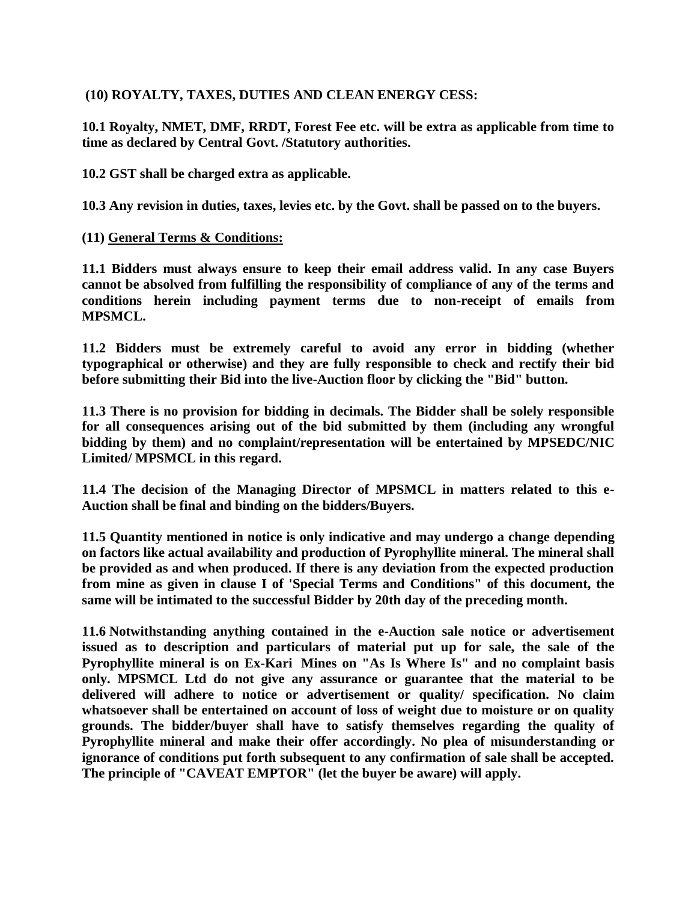**(10) ROYALTY, TAXES, DUTIES AND CLEAN ENERGY CESS:**

**10.1 Royalty, NMET, DMF, RRDT, Forest Fee etc. will be extra as applicable from time to time as declared by Central Govt. /Statutory authorities.**

**10.2 GST shall be charged extra as applicable.**

**10.3 Any revision in duties, taxes, levies etc. by the Govt. shall be passed on to the buyers.**

**(11) <u>General Terms & Conditions:</u>**

**11.1 Bidders must always ensure to keep their email address valid. In any case Buyers cannot be absolved from fulfilling the responsibility of compliance of any of the terms and conditions herein including payment terms due to non-receipt of emails from MPSMCL.**

**11.2 Bidders must be extremely careful to avoid any error in bidding (whether typographical or otherwise) and they are fully responsible to check and rectify their bid before submitting their Bid into the live-Auction floor by clicking the "Bid" button.**

**11.3 There is no provision for bidding in decimals. The Bidder shall be solely responsible for all consequences arising out of the bid submitted by them (including any wrongful bidding by them) and no complaint/representation will be entertained by MPSEDC/NIC Limited/ MPSMCL in this regard.**

**11.4 The decision of the Managing Director of MPSMCL in matters related to this e-Auction shall be final and binding on the bidders/Buyers.**

**11.5 Quantity mentioned in notice is only indicative and may undergo a change depending on factors like actual availability and production of Pyrophyllite mineral. The mineral shall be provided as and when produced. If there is any deviation from the expected production from mine as given in clause I of 'Special Terms and Conditions" of this document, the same will be intimated to the successful Bidder by 20th day of the preceding month.**

**11.6 Notwithstanding anything contained in the e-Auction sale notice or advertisement issued as to description and particulars of material put up for sale, the sale of the Pyrophyllite mineral is on Ex-Kari Mines on "As Is Where Is" and no complaint basis only. MPSMCL Ltd do not give any assurance or guarantee that the material to be delivered will adhere to notice or advertisement or quality/ specification. No claim whatsoever shall be entertained on account of loss of weight due to moisture or on quality grounds. The bidder/buyer shall have to satisfy themselves regarding the quality of Pyrophyllite mineral and make their offer accordingly. No plea of misunderstanding or ignorance of conditions put forth subsequent to any confirmation of sale shall be accepted. The principle of "CAVEAT EMPTOR" (let the buyer be aware) will apply.**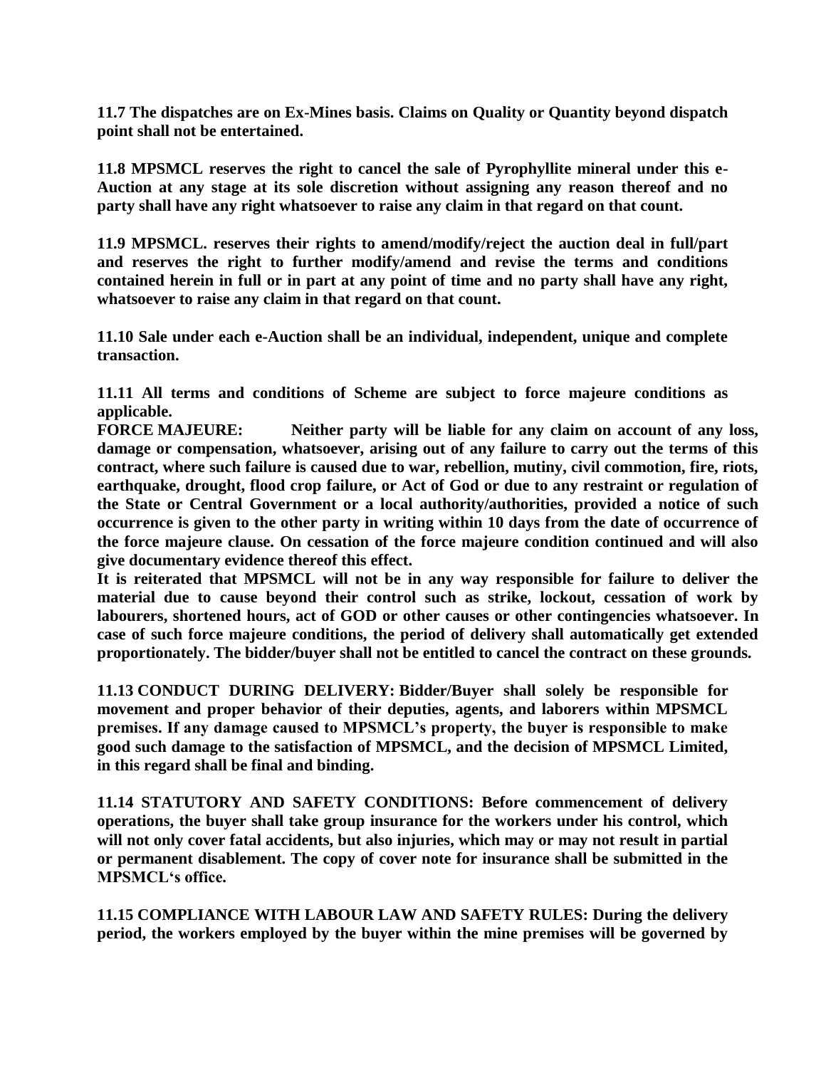**11.7 The dispatches are on Ex-Mines basis. Claims on Quality or Quantity beyond dispatch point shall not be entertained.**

**11.8 MPSMCL reserves the right to cancel the sale of Pyrophyllite mineral under this e-Auction at any stage at its sole discretion without assigning any reason thereof and no party shall have any right whatsoever to raise any claim in that regard on that count.**

**11.9 MPSMCL. reserves their rights to amend/modify/reject the auction deal in full/part and reserves the right to further modify/amend and revise the terms and conditions contained herein in full or in part at any point of time and no party shall have any right, whatsoever to raise any claim in that regard on that count.**

**11.10 Sale under each e-Auction shall be an individual, independent, unique and complete transaction.**

**11.11 All terms and conditions of Scheme are subject to force majeure conditions as applicable.**

**FORCE MAJEURE: Neither party will be liable for any claim on account of any loss, damage or compensation, whatsoever, arising out of any failure to carry out the terms of this contract, where such failure is caused due to war, rebellion, mutiny, civil commotion, fire, riots, earthquake, drought, flood crop failure, or Act of God or due to any restraint or regulation of the State or Central Government or a local authority/authorities, provided a notice of such occurrence is given to the other party in writing within 10 days from the date of occurrence of the force majeure clause. On cessation of the force majeure condition continued and will also give documentary evidence thereof this effect.**

**It is reiterated that MPSMCL will not be in any way responsible for failure to deliver the material due to cause beyond their control such as strike, lockout, cessation of work by labourers, shortened hours, act of GOD or other causes or other contingencies whatsoever. In case of such force majeure conditions, the period of delivery shall automatically get extended proportionately. The bidder/buyer shall not be entitled to cancel the contract on these grounds.**

**11.13 CONDUCT DURING DELIVERY: Bidder/Buyer shall solely be responsible for movement and proper behavior of their deputies, agents, and laborers within MPSMCL premises. If any damage caused to MPSMCL's property, the buyer is responsible to make good such damage to the satisfaction of MPSMCL, and the decision of MPSMCL Limited, in this regard shall be final and binding.**

**11.14 STATUTORY AND SAFETY CONDITIONS: Before commencement of delivery operations, the buyer shall take group insurance for the workers under his control, which will not only cover fatal accidents, but also injuries, which may or may not result in partial or permanent disablement. The copy of cover note for insurance shall be submitted in the MPSMCL's office.**

**11.15 COMPLIANCE WITH LABOUR LAW AND SAFETY RULES: During the delivery period, the workers employed by the buyer within the mine premises will be governed by**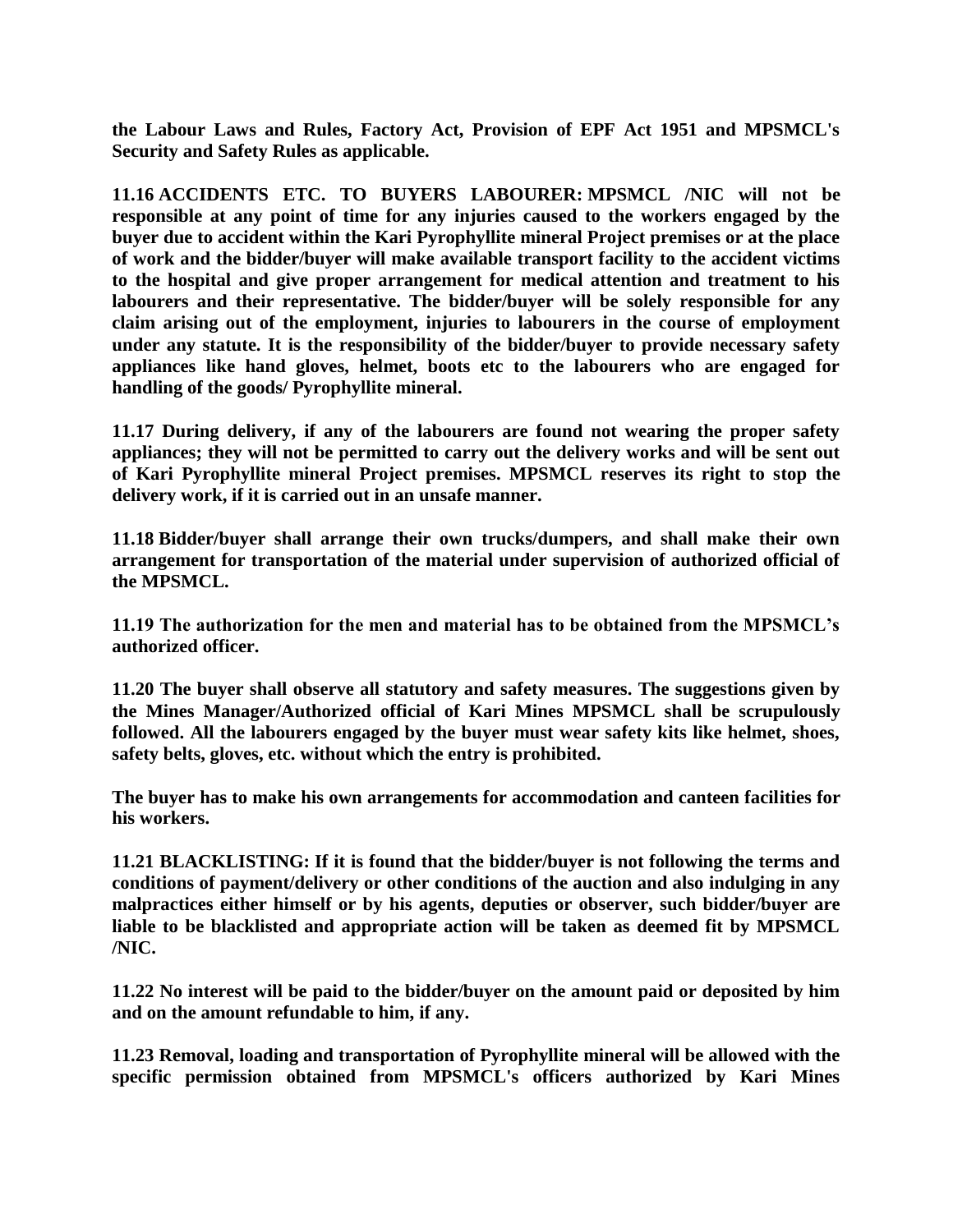**the Labour Laws and Rules, Factory Act, Provision of EPF Act 1951 and MPSMCL's Security and Safety Rules as applicable.**

**11.16 ACCIDENTS ETC. TO BUYERS LABOURER: MPSMCL /NIC will not be responsible at any point of time for any injuries caused to the workers engaged by the buyer due to accident within the Kari Pyrophyllite mineral Project premises or at the place of work and the bidder/buyer will make available transport facility to the accident victims to the hospital and give proper arrangement for medical attention and treatment to his labourers and their representative. The bidder/buyer will be solely responsible for any claim arising out of the employment, injuries to labourers in the course of employment under any statute. It is the responsibility of the bidder/buyer to provide necessary safety appliances like hand gloves, helmet, boots etc to the labourers who are engaged for handling of the goods/ Pyrophyllite mineral.**

**11.17 During delivery, if any of the labourers are found not wearing the proper safety appliances; they will not be permitted to carry out the delivery works and will be sent out of Kari Pyrophyllite mineral Project premises. MPSMCL reserves its right to stop the delivery work, if it is carried out in an unsafe manner.**

**11.18 Bidder/buyer shall arrange their own trucks/dumpers, and shall make their own arrangement for transportation of the material under supervision of authorized official of the MPSMCL.**

**11.19 The authorization for the men and material has to be obtained from the MPSMCL's authorized officer.**

**11.20 The buyer shall observe all statutory and safety measures. The suggestions given by the Mines Manager/Authorized official of Kari Mines MPSMCL shall be scrupulously followed. All the labourers engaged by the buyer must wear safety kits like helmet, shoes, safety belts, gloves, etc. without which the entry is prohibited.**

**The buyer has to make his own arrangements for accommodation and canteen facilities for his workers.**

**11.21 BLACKLISTING: If it is found that the bidder/buyer is not following the terms and conditions of payment/delivery or other conditions of the auction and also indulging in any malpractices either himself or by his agents, deputies or observer, such bidder/buyer are liable to be blacklisted and appropriate action will be taken as deemed fit by MPSMCL /NIC.**

**11.22 No interest will be paid to the bidder/buyer on the amount paid or deposited by him and on the amount refundable to him, if any.**

**11.23 Removal, loading and transportation of Pyrophyllite mineral will be allowed with the specific permission obtained from MPSMCL's officers authorized by Kari Mines**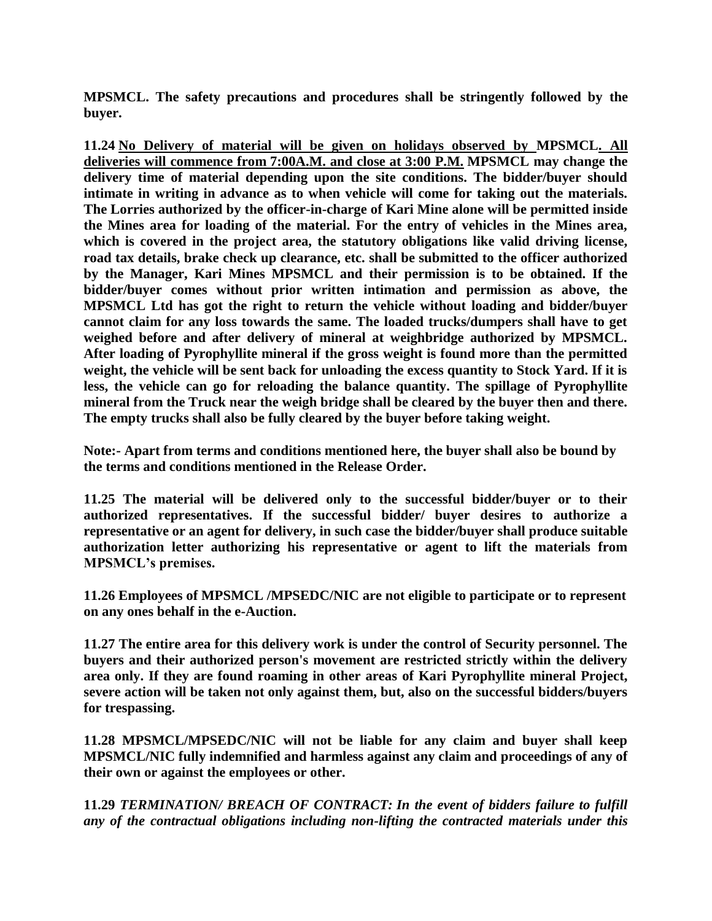**MPSMCL. The safety precautions and procedures shall be stringently followed by the buyer.**

**11.24 <u>No Delivery of material will be given on holidays observed by</u> MPSMCL<u>. All deliveries will commence from 7:00A.M. and close at 3:00 P.M.</u> MPSMCL may change the delivery time of material depending upon the site conditions. The bidder/buyer should intimate in writing in advance as to when vehicle will come for taking out the materials. The Lorries authorized by the officer-in-charge of Kari Mine alone will be permitted inside the Mines area for loading of the material. For the entry of vehicles in the Mines area, which is covered in the project area, the statutory obligations like valid driving license, road tax details, brake check up clearance, etc. shall be submitted to the officer authorized by the Manager, Kari Mines MPSMCL and their permission is to be obtained. If the bidder/buyer comes without prior written intimation and permission as above, the MPSMCL Ltd has got the right to return the vehicle without loading and bidder/buyer cannot claim for any loss towards the same. The loaded trucks/dumpers shall have to get weighed before and after delivery of mineral at weighbridge authorized by MPSMCL. After loading of Pyrophyllite mineral if the gross weight is found more than the permitted weight, the vehicle will be sent back for unloading the excess quantity to Stock Yard. If it is less, the vehicle can go for reloading the balance quantity. The spillage of Pyrophyllite mineral from the Truck near the weigh bridge shall be cleared by the buyer then and there. The empty trucks shall also be fully cleared by the buyer before taking weight.**

**Note:- Apart from terms and conditions mentioned here, the buyer shall also be bound by the terms and conditions mentioned in the Release Order.**

**11.25 The material will be delivered only to the successful bidder/buyer or to their authorized representatives. If the successful bidder/ buyer desires to authorize a representative or an agent for delivery, in such case the bidder/buyer shall produce suitable authorization letter authorizing his representative or agent to lift the materials from MPSMCL's premises.**

**11.26 Employees of MPSMCL /MPSEDC/NIC are not eligible to participate or to represent on any ones behalf in the e-Auction.**

**11.27 The entire area for this delivery work is under the control of Security personnel. The buyers and their authorized person's movement are restricted strictly within the delivery area only. If they are found roaming in other areas of Kari Pyrophyllite mineral Project, severe action will be taken not only against them, but, also on the successful bidders/buyers for trespassing.**

**11.28 MPSMCL/MPSEDC/NIC will not be liable for any claim and buyer shall keep MPSMCL/NIC fully indemnified and harmless against any claim and proceedings of any of their own or against the employees or other.**

**11.29** ***TERMINATION/ BREACH OF CONTRACT: In the event of bidders failure to fulfill any of the contractual obligations including non-lifting the contracted materials under this***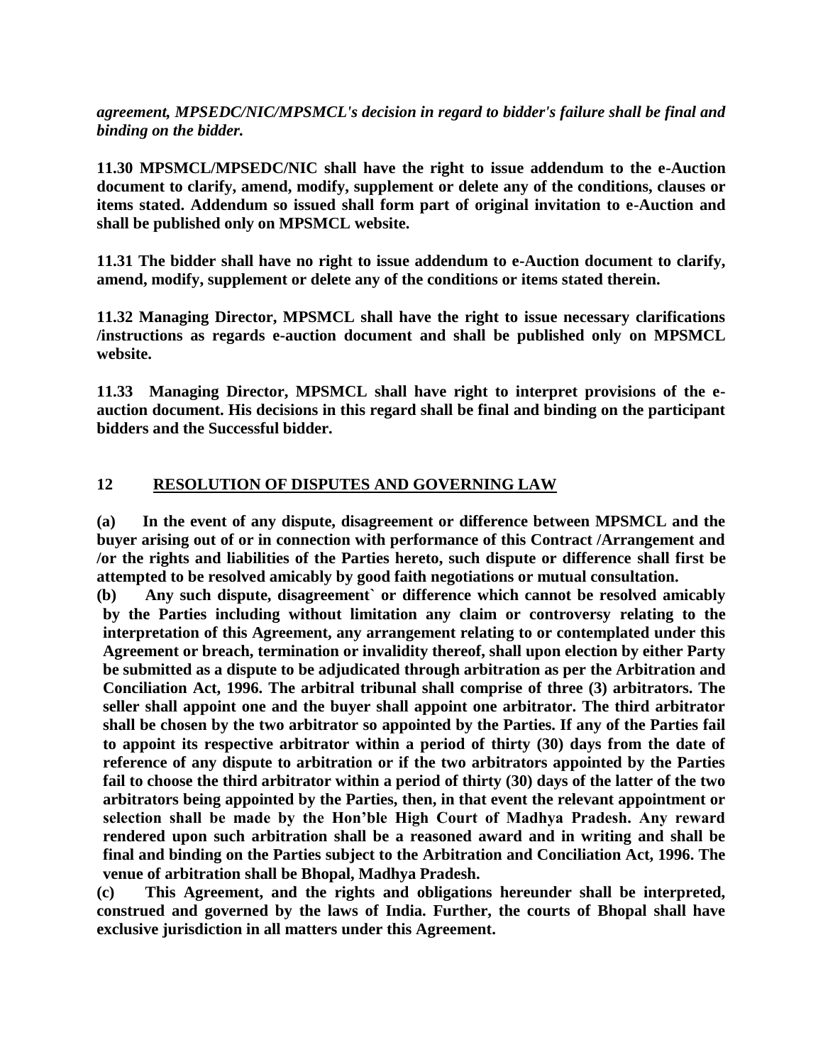***agreement, MPSEDC/NIC/MPSMCL's decision in regard to bidder's failure shall be final and binding on the bidder.***

**11.30 MPSMCL/MPSEDC/NIC shall have the right to issue addendum to the e-Auction document to clarify, amend, modify, supplement or delete any of the conditions, clauses or items stated. Addendum so issued shall form part of original invitation to e-Auction and shall be published only on MPSMCL website.**

**11.31 The bidder shall have no right to issue addendum to e-Auction document to clarify, amend, modify, supplement or delete any of the conditions or items stated therein.**

**11.32 Managing Director, MPSMCL shall have the right to issue necessary clarifications /instructions as regards e-auction document and shall be published only on MPSMCL website.**

**11.33 Managing Director, MPSMCL shall have right to interpret provisions of the e-auction document. His decisions in this regard shall be final and binding on the participant bidders and the Successful bidder.**

## 12 RESOLUTION OF DISPUTES AND GOVERNING LAW

**(a) In the event of any dispute, disagreement or difference between MPSMCL and the buyer arising out of or in connection with performance of this Contract /Arrangement and /or the rights and liabilities of the Parties hereto, such dispute or difference shall first be attempted to be resolved amicably by good faith negotiations or mutual consultation.**

**(b) Any such dispute, disagreement` or difference which cannot be resolved amicably by the Parties including without limitation any claim or controversy relating to the interpretation of this Agreement, any arrangement relating to or contemplated under this Agreement or breach, termination or invalidity thereof, shall upon election by either Party be submitted as a dispute to be adjudicated through arbitration as per the Arbitration and Conciliation Act, 1996. The arbitral tribunal shall comprise of three (3) arbitrators. The seller shall appoint one and the buyer shall appoint one arbitrator. The third arbitrator shall be chosen by the two arbitrator so appointed by the Parties. If any of the Parties fail to appoint its respective arbitrator within a period of thirty (30) days from the date of reference of any dispute to arbitration or if the two arbitrators appointed by the Parties fail to choose the third arbitrator within a period of thirty (30) days of the latter of the two arbitrators being appointed by the Parties, then, in that event the relevant appointment or selection shall be made by the Hon'ble High Court of Madhya Pradesh. Any reward rendered upon such arbitration shall be a reasoned award and in writing and shall be final and binding on the Parties subject to the Arbitration and Conciliation Act, 1996. The venue of arbitration shall be Bhopal, Madhya Pradesh.**

**(c) This Agreement, and the rights and obligations hereunder shall be interpreted, construed and governed by the laws of India. Further, the courts of Bhopal shall have exclusive jurisdiction in all matters under this Agreement.**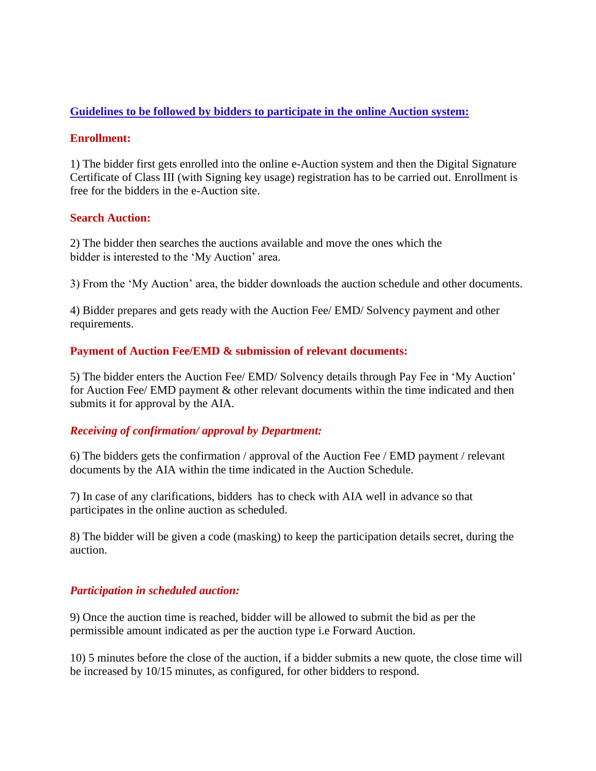**Guidelines to be followed by bidders to participate in the online Auction system:**

**Enrollment:**

1) The bidder first gets enrolled into the online e-Auction system and then the Digital Signature Certificate of Class III (with Signing key usage) registration has to be carried out. Enrollment is free for the bidders in the e-Auction site.

**Search Auction:**

2) The bidder then searches the auctions available and move the ones which the bidder is interested to the 'My Auction' area.

3) From the 'My Auction' area, the bidder downloads the auction schedule and other documents.

4) Bidder prepares and gets ready with the Auction Fee/ EMD/ Solvency payment and other requirements.

**Payment of Auction Fee/EMD & submission of relevant documents:**

5) The bidder enters the Auction Fee/ EMD/ Solvency details through Pay Fee in 'My Auction' for Auction Fee/ EMD payment & other relevant documents within the time indicated and then submits it for approval by the AIA.

***Receiving of confirmation/ approval by Department:***

6) The bidders gets the confirmation / approval of the Auction Fee / EMD payment / relevant documents by the AIA within the time indicated in the Auction Schedule.

7) In case of any clarifications, bidders has to check with AIA well in advance so that participates in the online auction as scheduled.

8) The bidder will be given a code (masking) to keep the participation details secret, during the auction.

***Participation in scheduled auction:***

9) Once the auction time is reached, bidder will be allowed to submit the bid as per the permissible amount indicated as per the auction type i.e Forward Auction.

10) 5 minutes before the close of the auction, if a bidder submits a new quote, the close time will be increased by 10/15 minutes, as configured, for other bidders to respond.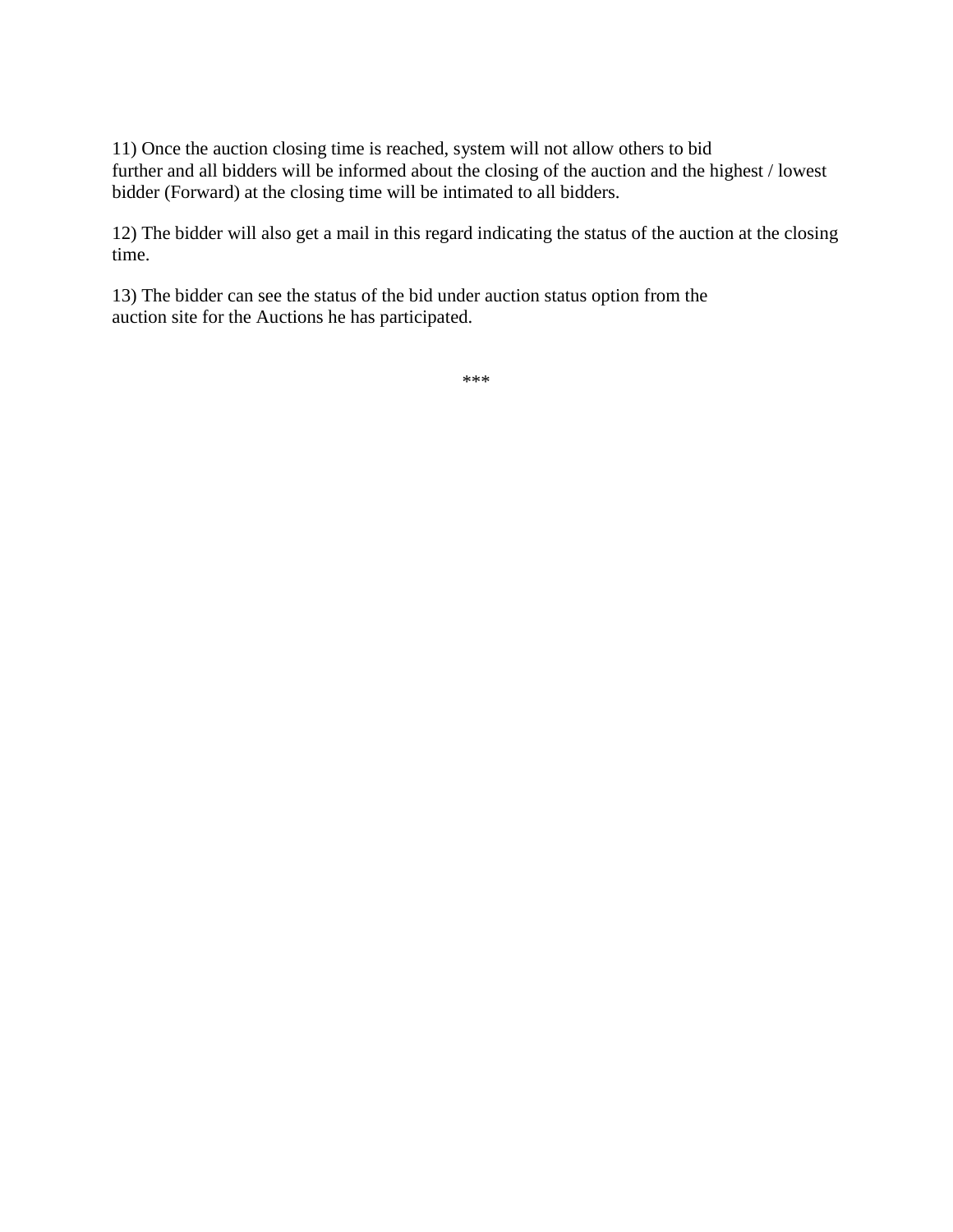11) Once the auction closing time is reached, system will not allow others to bid further and all bidders will be informed about the closing of the auction and the highest / lowest bidder (Forward) at the closing time will be intimated to all bidders.

12) The bidder will also get a mail in this regard indicating the status of the auction at the closing time.

13) The bidder can see the status of the bid under auction status option from the auction site for the Auctions he has participated.

***